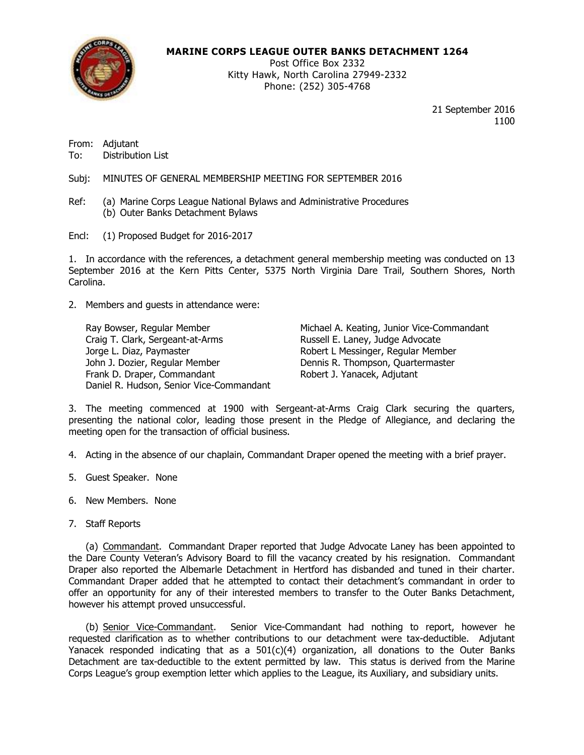**MARINE CORPS LEAGUE OUTER BANKS DETACHMENT 1264**
Post Office Box 2332
Kitty Hawk, North Carolina 27949-2332
Phone: (252) 305-4768

21 September 2016
1100

From: Adjutant
To: Distribution List

Subj: MINUTES OF GENERAL MEMBERSHIP MEETING FOR SEPTEMBER 2016

Ref: (a) Marine Corps League National Bylaws and Administrative Procedures
(b) Outer Banks Detachment Bylaws

Encl: (1) Proposed Budget for 2016-2017

1. In accordance with the references, a detachment general membership meeting was conducted on 13 September 2016 at the Kern Pitts Center, 5375 North Virginia Dare Trail, Southern Shores, North Carolina.

2. Members and guests in attendance were:

Ray Bowser, Regular Member
Craig T. Clark, Sergeant-at-Arms
Jorge L. Diaz, Paymaster
John J. Dozier, Regular Member
Frank D. Draper, Commandant
Daniel R. Hudson, Senior Vice-Commandant
Michael A. Keating, Junior Vice-Commandant
Russell E. Laney, Judge Advocate
Robert L Messinger, Regular Member
Dennis R. Thompson, Quartermaster
Robert J. Yanacek, Adjutant

3. The meeting commenced at 1900 with Sergeant-at-Arms Craig Clark securing the quarters, presenting the national color, leading those present in the Pledge of Allegiance, and declaring the meeting open for the transaction of official business.

4. Acting in the absence of our chaplain, Commandant Draper opened the meeting with a brief prayer.

5. Guest Speaker. None

6. New Members. None

7. Staff Reports

(a) Commandant. Commandant Draper reported that Judge Advocate Laney has been appointed to the Dare County Veteran's Advisory Board to fill the vacancy created by his resignation. Commandant Draper also reported the Albemarle Detachment in Hertford has disbanded and tuned in their charter. Commandant Draper added that he attempted to contact their detachment's commandant in order to offer an opportunity for any of their interested members to transfer to the Outer Banks Detachment, however his attempt proved unsuccessful.

(b) Senior Vice-Commandant. Senior Vice-Commandant had nothing to report, however he requested clarification as to whether contributions to our detachment were tax-deductible. Adjutant Yanacek responded indicating that as a 501(c)(4) organization, all donations to the Outer Banks Detachment are tax-deductible to the extent permitted by law. This status is derived from the Marine Corps League's group exemption letter which applies to the League, its Auxiliary, and subsidiary units.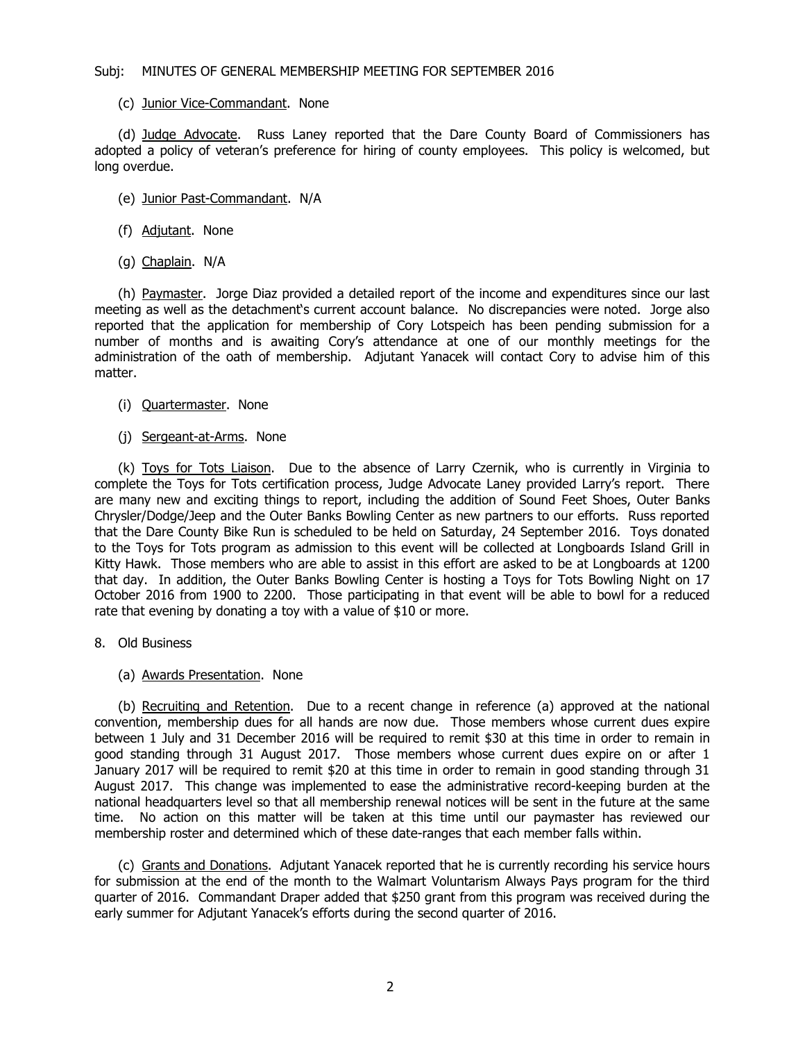Subj: MINUTES OF GENERAL MEMBERSHIP MEETING FOR SEPTEMBER 2016

(c) Junior Vice-Commandant. None

(d) Judge Advocate. Russ Laney reported that the Dare County Board of Commissioners has adopted a policy of veteran's preference for hiring of county employees. This policy is welcomed, but long overdue.

(e) Junior Past-Commandant. N/A

(f) Adjutant. None

(g) Chaplain. N/A

(h) Paymaster. Jorge Diaz provided a detailed report of the income and expenditures since our last meeting as well as the detachment's current account balance. No discrepancies were noted. Jorge also reported that the application for membership of Cory Lotspeich has been pending submission for a number of months and is awaiting Cory's attendance at one of our monthly meetings for the administration of the oath of membership. Adjutant Yanacek will contact Cory to advise him of this matter.

(i) Quartermaster. None

(j) Sergeant-at-Arms. None

(k) Toys for Tots Liaison. Due to the absence of Larry Czernik, who is currently in Virginia to complete the Toys for Tots certification process, Judge Advocate Laney provided Larry's report. There are many new and exciting things to report, including the addition of Sound Feet Shoes, Outer Banks Chrysler/Dodge/Jeep and the Outer Banks Bowling Center as new partners to our efforts. Russ reported that the Dare County Bike Run is scheduled to be held on Saturday, 24 September 2016. Toys donated to the Toys for Tots program as admission to this event will be collected at Longboards Island Grill in Kitty Hawk. Those members who are able to assist in this effort are asked to be at Longboards at 1200 that day. In addition, the Outer Banks Bowling Center is hosting a Toys for Tots Bowling Night on 17 October 2016 from 1900 to 2200. Those participating in that event will be able to bowl for a reduced rate that evening by donating a toy with a value of $10 or more.

8. Old Business

(a) Awards Presentation. None

(b) Recruiting and Retention. Due to a recent change in reference (a) approved at the national convention, membership dues for all hands are now due. Those members whose current dues expire between 1 July and 31 December 2016 will be required to remit $30 at this time in order to remain in good standing through 31 August 2017. Those members whose current dues expire on or after 1 January 2017 will be required to remit $20 at this time in order to remain in good standing through 31 August 2017. This change was implemented to ease the administrative record-keeping burden at the national headquarters level so that all membership renewal notices will be sent in the future at the same time. No action on this matter will be taken at this time until our paymaster has reviewed our membership roster and determined which of these date-ranges that each member falls within.

(c) Grants and Donations. Adjutant Yanacek reported that he is currently recording his service hours for submission at the end of the month to the Walmart Voluntarism Always Pays program for the third quarter of 2016. Commandant Draper added that $250 grant from this program was received during the early summer for Adjutant Yanacek's efforts during the second quarter of 2016.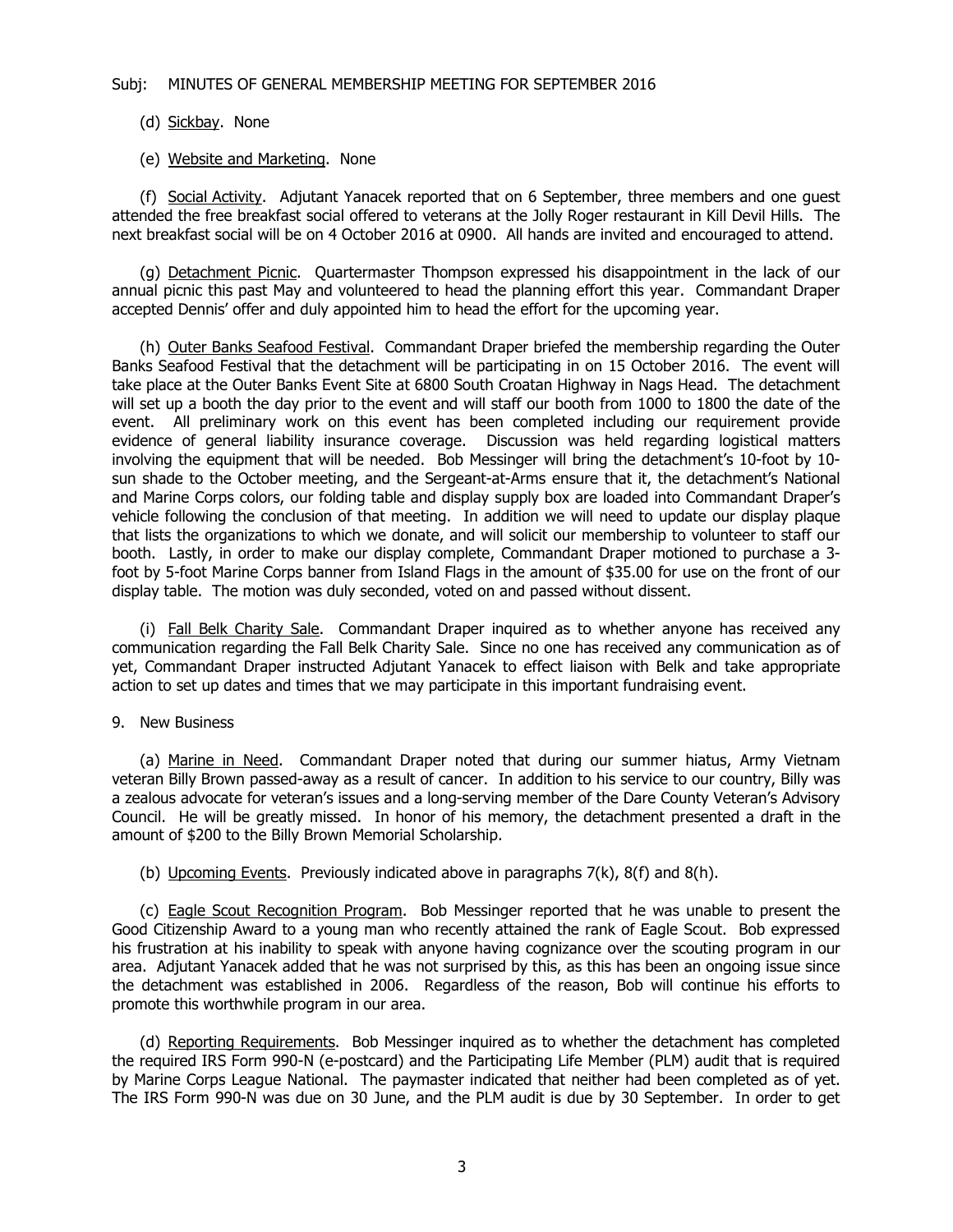Subj: MINUTES OF GENERAL MEMBERSHIP MEETING FOR SEPTEMBER 2016

(d) Sickbay. None

(e) Website and Marketing. None

(f) Social Activity. Adjutant Yanacek reported that on 6 September, three members and one guest attended the free breakfast social offered to veterans at the Jolly Roger restaurant in Kill Devil Hills. The next breakfast social will be on 4 October 2016 at 0900. All hands are invited and encouraged to attend.

(g) Detachment Picnic. Quartermaster Thompson expressed his disappointment in the lack of our annual picnic this past May and volunteered to head the planning effort this year. Commandant Draper accepted Dennis' offer and duly appointed him to head the effort for the upcoming year.

(h) Outer Banks Seafood Festival. Commandant Draper briefed the membership regarding the Outer Banks Seafood Festival that the detachment will be participating in on 15 October 2016. The event will take place at the Outer Banks Event Site at 6800 South Croatan Highway in Nags Head. The detachment will set up a booth the day prior to the event and will staff our booth from 1000 to 1800 the date of the event. All preliminary work on this event has been completed including our requirement provide evidence of general liability insurance coverage. Discussion was held regarding logistical matters involving the equipment that will be needed. Bob Messinger will bring the detachment's 10-foot by 10-sun shade to the October meeting, and the Sergeant-at-Arms ensure that it, the detachment's National and Marine Corps colors, our folding table and display supply box are loaded into Commandant Draper's vehicle following the conclusion of that meeting. In addition we will need to update our display plaque that lists the organizations to which we donate, and will solicit our membership to volunteer to staff our booth. Lastly, in order to make our display complete, Commandant Draper motioned to purchase a 3-foot by 5-foot Marine Corps banner from Island Flags in the amount of $35.00 for use on the front of our display table. The motion was duly seconded, voted on and passed without dissent.

(i) Fall Belk Charity Sale. Commandant Draper inquired as to whether anyone has received any communication regarding the Fall Belk Charity Sale. Since no one has received any communication as of yet, Commandant Draper instructed Adjutant Yanacek to effect liaison with Belk and take appropriate action to set up dates and times that we may participate in this important fundraising event.

9. New Business

(a) Marine in Need. Commandant Draper noted that during our summer hiatus, Army Vietnam veteran Billy Brown passed-away as a result of cancer. In addition to his service to our country, Billy was a zealous advocate for veteran's issues and a long-serving member of the Dare County Veteran's Advisory Council. He will be greatly missed. In honor of his memory, the detachment presented a draft in the amount of $200 to the Billy Brown Memorial Scholarship.

(b) Upcoming Events. Previously indicated above in paragraphs 7(k), 8(f) and 8(h).

(c) Eagle Scout Recognition Program. Bob Messinger reported that he was unable to present the Good Citizenship Award to a young man who recently attained the rank of Eagle Scout. Bob expressed his frustration at his inability to speak with anyone having cognizance over the scouting program in our area. Adjutant Yanacek added that he was not surprised by this, as this has been an ongoing issue since the detachment was established in 2006. Regardless of the reason, Bob will continue his efforts to promote this worthwhile program in our area.

(d) Reporting Requirements. Bob Messinger inquired as to whether the detachment has completed the required IRS Form 990-N (e-postcard) and the Participating Life Member (PLM) audit that is required by Marine Corps League National. The paymaster indicated that neither had been completed as of yet. The IRS Form 990-N was due on 30 June, and the PLM audit is due by 30 September. In order to get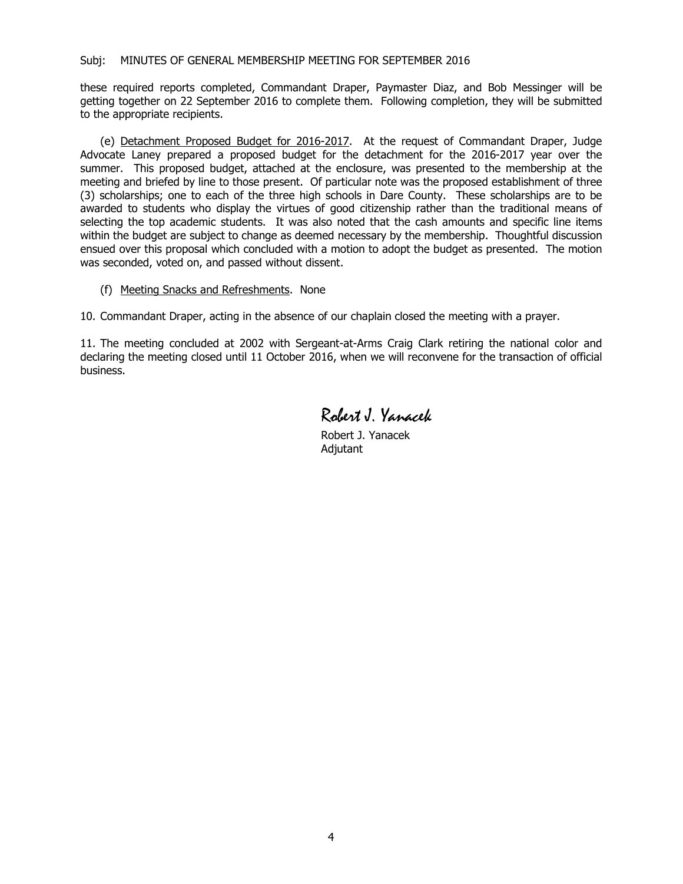these required reports completed, Commandant Draper, Paymaster Diaz, and Bob Messinger will be getting together on 22 September 2016 to complete them. Following completion, they will be submitted to the appropriate recipients.

(e) Detachment Proposed Budget for 2016-2017. At the request of Commandant Draper, Judge Advocate Laney prepared a proposed budget for the detachment for the 2016-2017 year over the summer. This proposed budget, attached at the enclosure, was presented to the membership at the meeting and briefed by line to those present. Of particular note was the proposed establishment of three (3) scholarships; one to each of the three high schools in Dare County. These scholarships are to be awarded to students who display the virtues of good citizenship rather than the traditional means of selecting the top academic students. It was also noted that the cash amounts and specific line items within the budget are subject to change as deemed necessary by the membership. Thoughtful discussion ensued over this proposal which concluded with a motion to adopt the budget as presented. The motion was seconded, voted on, and passed without dissent.

(f) Meeting Snacks and Refreshments. None

10. Commandant Draper, acting in the absence of our chaplain closed the meeting with a prayer.

11. The meeting concluded at 2002 with Sergeant-at-Arms Craig Clark retiring the national color and declaring the meeting closed until 11 October 2016, when we will reconvene for the transaction of official business.

*Robert J. Yanacek*

Robert J. Yanacek
Adjutant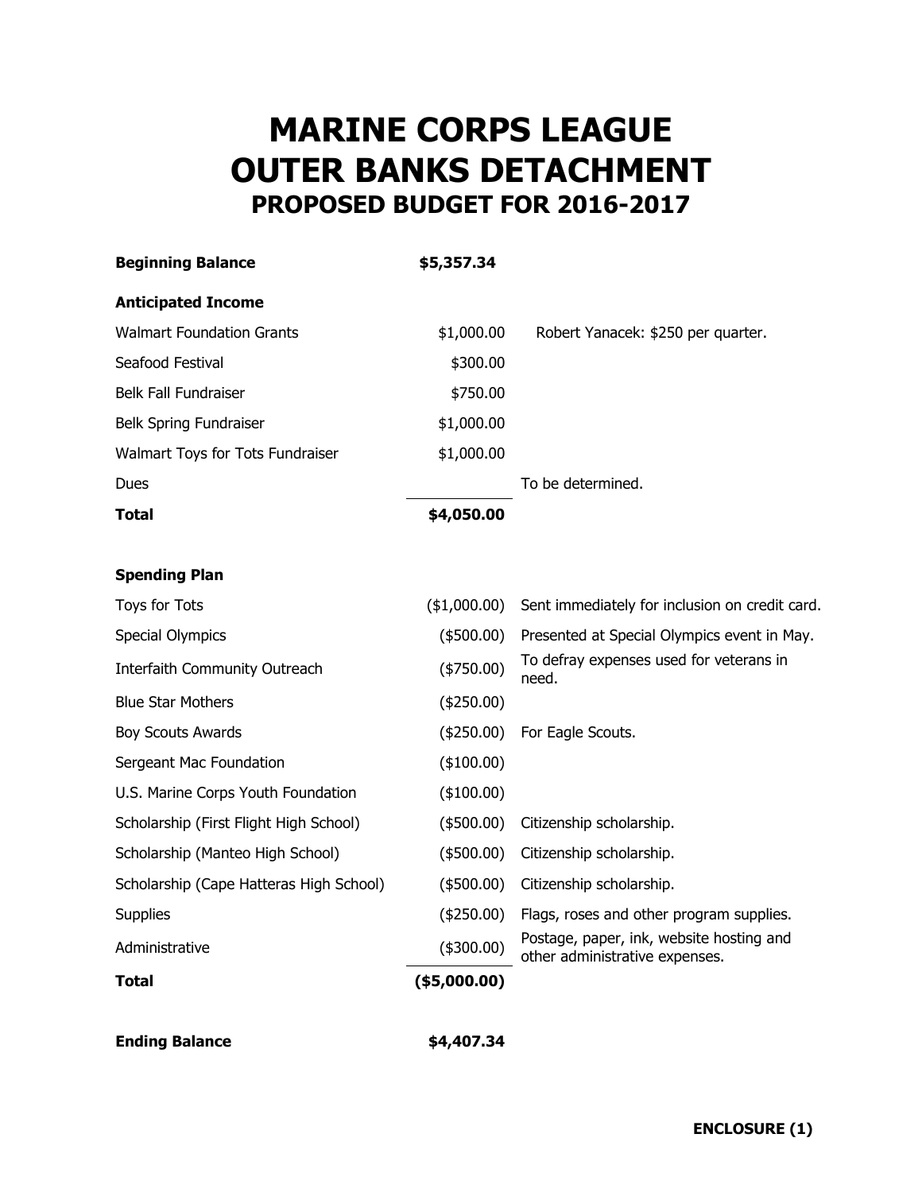# MARINE CORPS LEAGUE
# OUTER BANKS DETACHMENT
## PROPOSED BUDGET FOR 2016-2017

| | | |
|---|---|---|
| **Beginning Balance** | **$5,357.34** | |
| **Anticipated Income** | | |
| Walmart Foundation Grants | $1,000.00 | Robert Yanacek: $250 per quarter. |
| Seafood Festival | $300.00 | |
| Belk Fall Fundraiser | $750.00 | |
| Belk Spring Fundraiser | $1,000.00 | |
| Walmart Toys for Tots Fundraiser | $1,000.00 | |
| Dues | | To be determined. |
| **Total** | **$4,050.00** | |
| **Spending Plan** | | |
| Toys for Tots | ($1,000.00) | Sent immediately for inclusion on credit card. |
| Special Olympics | ($500.00) | Presented at Special Olympics event in May. |
| Interfaith Community Outreach | ($750.00) | To defray expenses used for veterans in need. |
| Blue Star Mothers | ($250.00) | |
| Boy Scouts Awards | ($250.00) | For Eagle Scouts. |
| Sergeant Mac Foundation | ($100.00) | |
| U.S. Marine Corps Youth Foundation | ($100.00) | |
| Scholarship (First Flight High School) | ($500.00) | Citizenship scholarship. |
| Scholarship (Manteo High School) | ($500.00) | Citizenship scholarship. |
| Scholarship (Cape Hatteras High School) | ($500.00) | Citizenship scholarship. |
| Supplies | ($250.00) | Flags, roses and other program supplies. |
| Administrative | ($300.00) | Postage, paper, ink, website hosting and other administrative expenses. |
| **Total** | **($5,000.00)** | |
| **Ending Balance** | **$4,407.34** | |

**ENCLOSURE (1)**